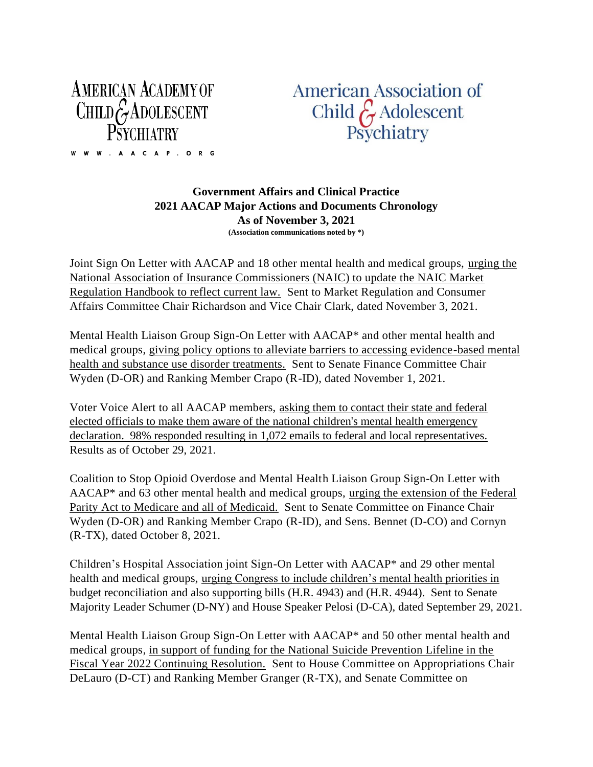AMERICAN ACADEMY OF CHILD & ADOLESCENT PSYCHIATRY

WWW.AACAP.ORG

American Association of Child & Adolescent Psychiatry

**Government Affairs and Clinical Practice**
**2021 AACAP Major Actions and Documents Chronology**
**As of November 3, 2021**
**(Association communications noted by *)**

Joint Sign On Letter with AACAP and 18 other mental health and medical groups, urging the National Association of Insurance Commissioners (NAIC) to update the NAIC Market Regulation Handbook to reflect current law. Sent to Market Regulation and Consumer Affairs Committee Chair Richardson and Vice Chair Clark, dated November 3, 2021.

Mental Health Liaison Group Sign-On Letter with AACAP* and other mental health and medical groups, giving policy options to alleviate barriers to accessing evidence-based mental health and substance use disorder treatments. Sent to Senate Finance Committee Chair Wyden (D-OR) and Ranking Member Crapo (R-ID), dated November 1, 2021.

Voter Voice Alert to all AACAP members, asking them to contact their state and federal elected officials to make them aware of the national children's mental health emergency declaration. 98% responded resulting in 1,072 emails to federal and local representatives. Results as of October 29, 2021.

Coalition to Stop Opioid Overdose and Mental Health Liaison Group Sign-On Letter with AACAP* and 63 other mental health and medical groups, urging the extension of the Federal Parity Act to Medicare and all of Medicaid. Sent to Senate Committee on Finance Chair Wyden (D-OR) and Ranking Member Crapo (R-ID), and Sens. Bennet (D-CO) and Cornyn (R-TX), dated October 8, 2021.

Children's Hospital Association joint Sign-On Letter with AACAP* and 29 other mental health and medical groups, urging Congress to include children's mental health priorities in budget reconciliation and also supporting bills (H.R. 4943) and (H.R. 4944). Sent to Senate Majority Leader Schumer (D-NY) and House Speaker Pelosi (D-CA), dated September 29, 2021.

Mental Health Liaison Group Sign-On Letter with AACAP* and 50 other mental health and medical groups, in support of funding for the National Suicide Prevention Lifeline in the Fiscal Year 2022 Continuing Resolution. Sent to House Committee on Appropriations Chair DeLauro (D-CT) and Ranking Member Granger (R-TX), and Senate Committee on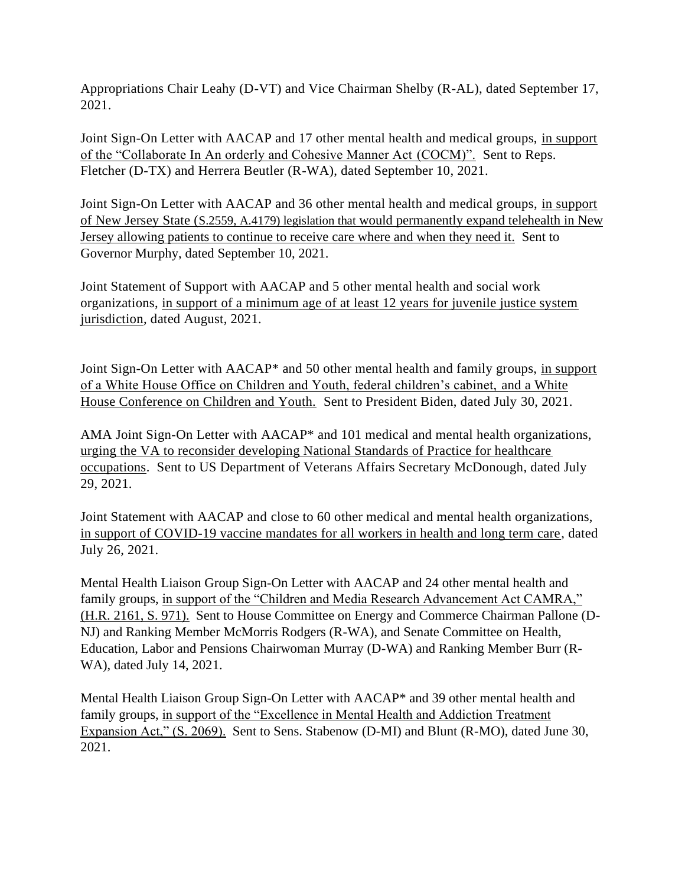Appropriations Chair Leahy (D-VT) and Vice Chairman Shelby (R-AL), dated September 17, 2021.

Joint Sign-On Letter with AACAP and 17 other mental health and medical groups, in support of the "Collaborate In An orderly and Cohesive Manner Act (COCM)". Sent to Reps. Fletcher (D-TX) and Herrera Beutler (R-WA), dated September 10, 2021.

Joint Sign-On Letter with AACAP and 36 other mental health and medical groups, in support of New Jersey State (S.2559, A.4179) legislation that would permanently expand telehealth in New Jersey allowing patients to continue to receive care where and when they need it. Sent to Governor Murphy, dated September 10, 2021.

Joint Statement of Support with AACAP and 5 other mental health and social work organizations, in support of a minimum age of at least 12 years for juvenile justice system jurisdiction, dated August, 2021.

Joint Sign-On Letter with AACAP* and 50 other mental health and family groups, in support of a White House Office on Children and Youth, federal children's cabinet, and a White House Conference on Children and Youth. Sent to President Biden, dated July 30, 2021.

AMA Joint Sign-On Letter with AACAP* and 101 medical and mental health organizations, urging the VA to reconsider developing National Standards of Practice for healthcare occupations. Sent to US Department of Veterans Affairs Secretary McDonough, dated July 29, 2021.

Joint Statement with AACAP and close to 60 other medical and mental health organizations, in support of COVID-19 vaccine mandates for all workers in health and long term care, dated July 26, 2021.

Mental Health Liaison Group Sign-On Letter with AACAP and 24 other mental health and family groups, in support of the "Children and Media Research Advancement Act CAMRA," (H.R. 2161, S. 971). Sent to House Committee on Energy and Commerce Chairman Pallone (D-NJ) and Ranking Member McMorris Rodgers (R-WA), and Senate Committee on Health, Education, Labor and Pensions Chairwoman Murray (D-WA) and Ranking Member Burr (R-WA), dated July 14, 2021.

Mental Health Liaison Group Sign-On Letter with AACAP* and 39 other mental health and family groups, in support of the "Excellence in Mental Health and Addiction Treatment Expansion Act," (S. 2069). Sent to Sens. Stabenow (D-MI) and Blunt (R-MO), dated June 30, 2021.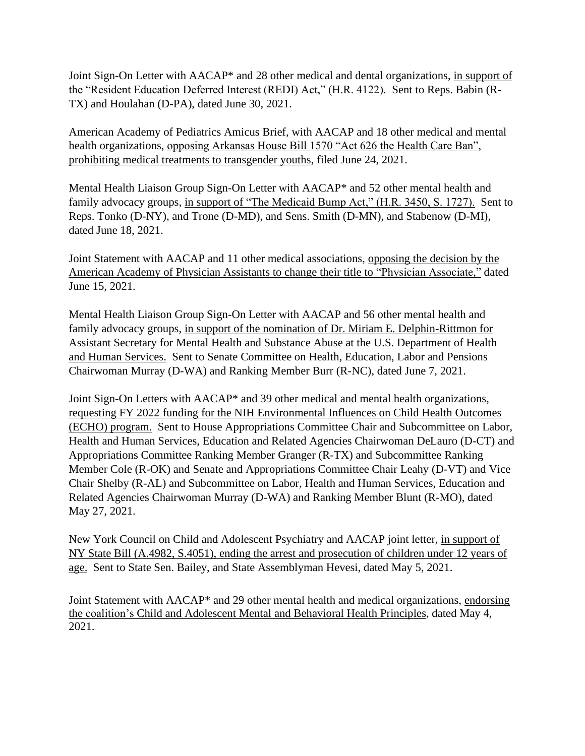Joint Sign-On Letter with AACAP* and 28 other medical and dental organizations, <u>in support of the "Resident Education Deferred Interest (REDI) Act," (H.R. 4122).</u> Sent to Reps. Babin (R-TX) and Houlahan (D-PA), dated June 30, 2021.

American Academy of Pediatrics Amicus Brief, with AACAP and 18 other medical and mental health organizations, <u>opposing Arkansas House Bill 1570 "Act 626 the Health Care Ban", prohibiting medical treatments to transgender youths</u>, filed June 24, 2021.

Mental Health Liaison Group Sign-On Letter with AACAP* and 52 other mental health and family advocacy groups, <u>in support of "The Medicaid Bump Act," (H.R. 3450, S. 1727).</u> Sent to Reps. Tonko (D-NY), and Trone (D-MD), and Sens. Smith (D-MN), and Stabenow (D-MI), dated June 18, 2021.

Joint Statement with AACAP and 11 other medical associations, <u>opposing the decision by the American Academy of Physician Assistants to change their title to "Physician Associate,"</u> dated June 15, 2021.

Mental Health Liaison Group Sign-On Letter with AACAP and 56 other mental health and family advocacy groups, <u>in support of the nomination of Dr. Miriam E. Delphin-Rittmon for Assistant Secretary for Mental Health and Substance Abuse at the U.S. Department of Health and Human Services.</u> Sent to Senate Committee on Health, Education, Labor and Pensions Chairwoman Murray (D-WA) and Ranking Member Burr (R-NC), dated June 7, 2021.

Joint Sign-On Letters with AACAP* and 39 other medical and mental health organizations, <u>requesting FY 2022 funding for the NIH Environmental Influences on Child Health Outcomes (ECHO) program.</u> Sent to House Appropriations Committee Chair and Subcommittee on Labor, Health and Human Services, Education and Related Agencies Chairwoman DeLauro (D-CT) and Appropriations Committee Ranking Member Granger (R-TX) and Subcommittee Ranking Member Cole (R-OK) and Senate and Appropriations Committee Chair Leahy (D-VT) and Vice Chair Shelby (R-AL) and Subcommittee on Labor, Health and Human Services, Education and Related Agencies Chairwoman Murray (D-WA) and Ranking Member Blunt (R-MO), dated May 27, 2021.

New York Council on Child and Adolescent Psychiatry and AACAP joint letter, <u>in support of NY State Bill (A.4982, S.4051), ending the arrest and prosecution of children under 12 years of age.</u> Sent to State Sen. Bailey, and State Assemblyman Hevesi, dated May 5, 2021.

Joint Statement with AACAP* and 29 other mental health and medical organizations, <u>endorsing the coalition's Child and Adolescent Mental and Behavioral Health Principles</u>, dated May 4, 2021.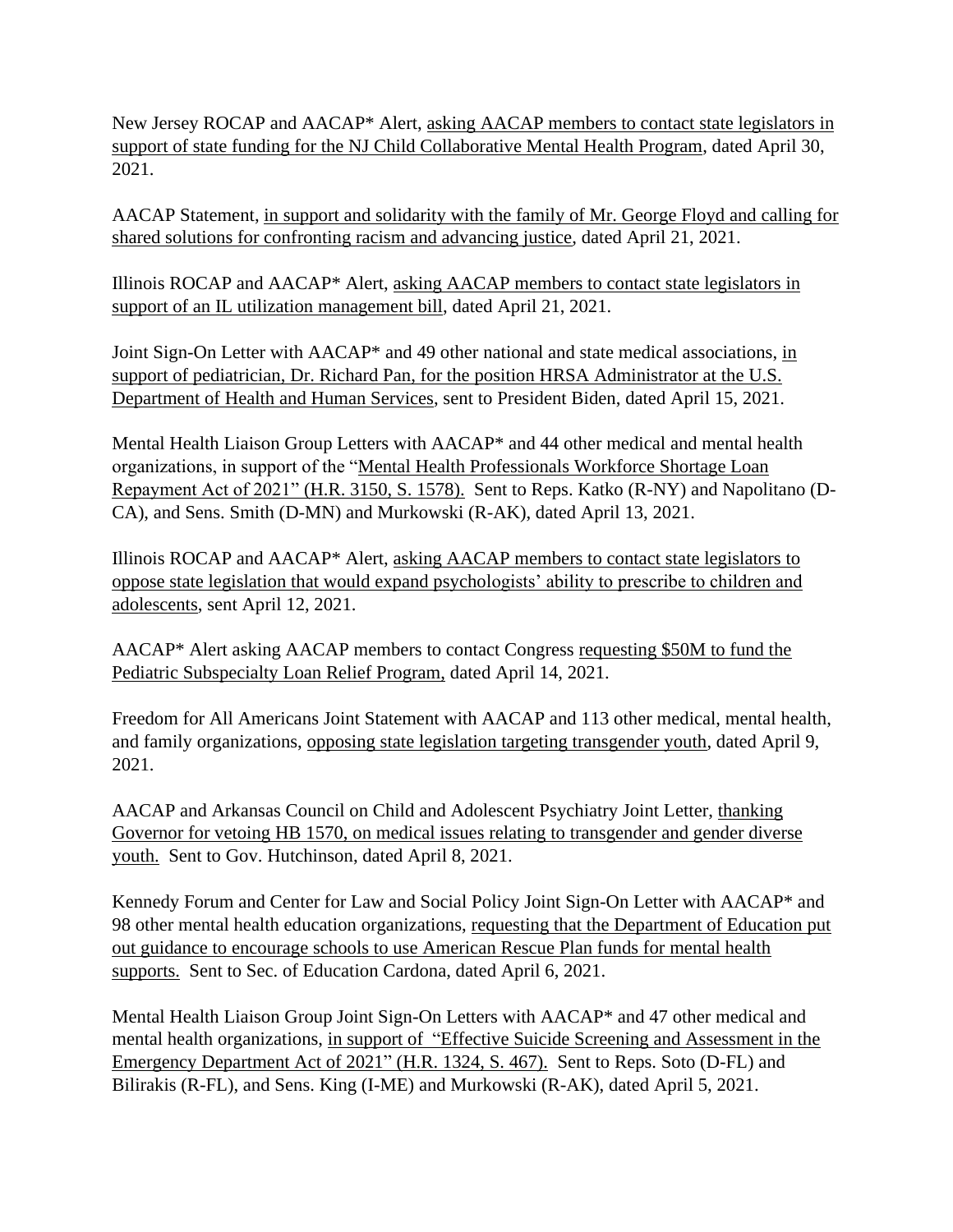New Jersey ROCAP and AACAP* Alert, asking AACAP members to contact state legislators in support of state funding for the NJ Child Collaborative Mental Health Program, dated April 30, 2021.

AACAP Statement, in support and solidarity with the family of Mr. George Floyd and calling for shared solutions for confronting racism and advancing justice, dated April 21, 2021.

Illinois ROCAP and AACAP* Alert, asking AACAP members to contact state legislators in support of an IL utilization management bill, dated April 21, 2021.

Joint Sign-On Letter with AACAP* and 49 other national and state medical associations, in support of pediatrician, Dr. Richard Pan, for the position HRSA Administrator at the U.S. Department of Health and Human Services, sent to President Biden, dated April 15, 2021.

Mental Health Liaison Group Letters with AACAP* and 44 other medical and mental health organizations, in support of the "Mental Health Professionals Workforce Shortage Loan Repayment Act of 2021" (H.R. 3150, S. 1578). Sent to Reps. Katko (R-NY) and Napolitano (D-CA), and Sens. Smith (D-MN) and Murkowski (R-AK), dated April 13, 2021.

Illinois ROCAP and AACAP* Alert, asking AACAP members to contact state legislators to oppose state legislation that would expand psychologists' ability to prescribe to children and adolescents, sent April 12, 2021.

AACAP* Alert asking AACAP members to contact Congress requesting $50M to fund the Pediatric Subspecialty Loan Relief Program, dated April 14, 2021.

Freedom for All Americans Joint Statement with AACAP and 113 other medical, mental health, and family organizations, opposing state legislation targeting transgender youth, dated April 9, 2021.

AACAP and Arkansas Council on Child and Adolescent Psychiatry Joint Letter, thanking Governor for vetoing HB 1570, on medical issues relating to transgender and gender diverse youth. Sent to Gov. Hutchinson, dated April 8, 2021.

Kennedy Forum and Center for Law and Social Policy Joint Sign-On Letter with AACAP* and 98 other mental health education organizations, requesting that the Department of Education put out guidance to encourage schools to use American Rescue Plan funds for mental health supports. Sent to Sec. of Education Cardona, dated April 6, 2021.

Mental Health Liaison Group Joint Sign-On Letters with AACAP* and 47 other medical and mental health organizations, in support of "Effective Suicide Screening and Assessment in the Emergency Department Act of 2021" (H.R. 1324, S. 467). Sent to Reps. Soto (D-FL) and Bilirakis (R-FL), and Sens. King (I-ME) and Murkowski (R-AK), dated April 5, 2021.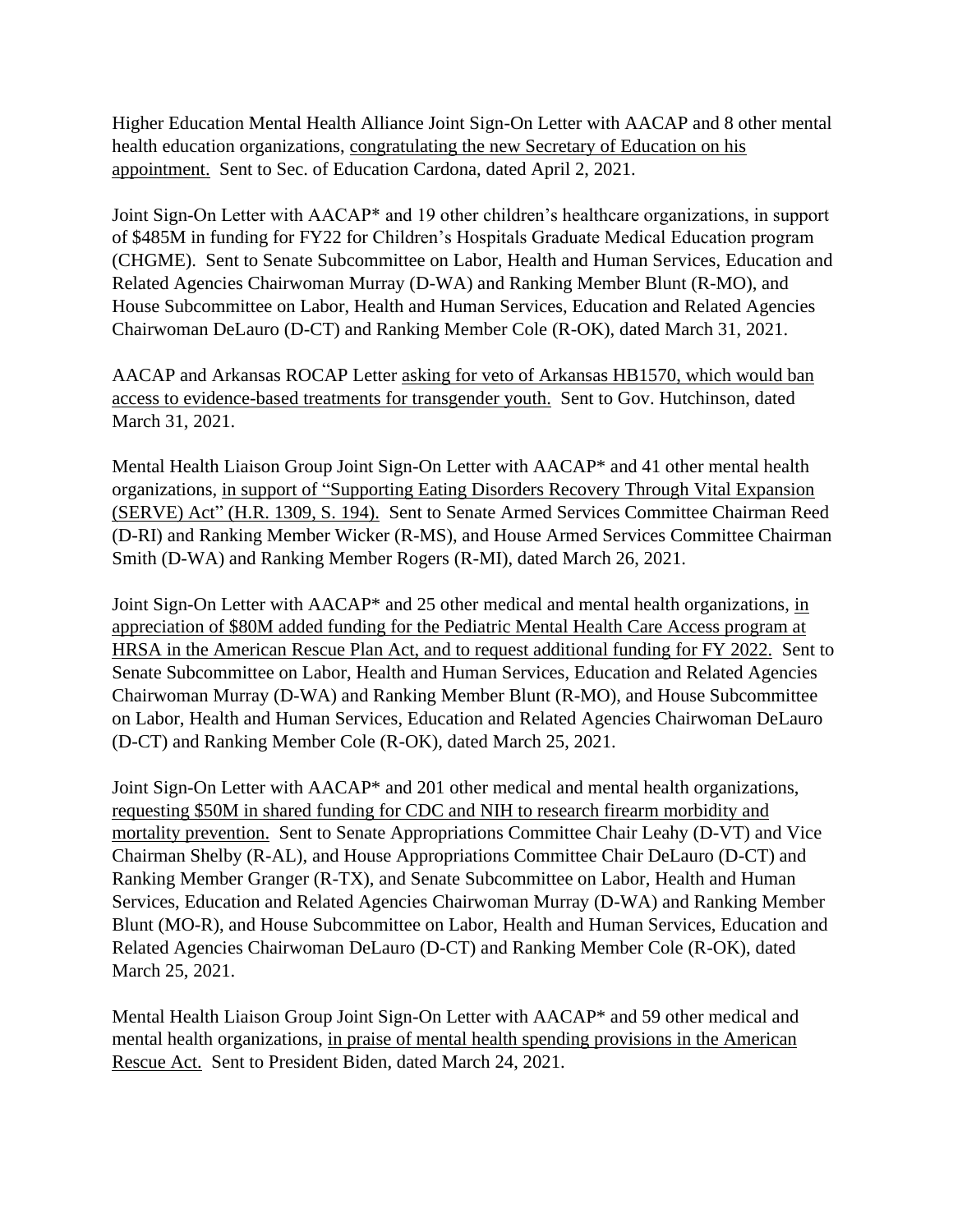Higher Education Mental Health Alliance Joint Sign-On Letter with AACAP and 8 other mental health education organizations, <u>congratulating the new Secretary of Education on his appointment.</u> Sent to Sec. of Education Cardona, dated April 2, 2021.

Joint Sign-On Letter with AACAP* and 19 other children's healthcare organizations, in support of $485M in funding for FY22 for Children's Hospitals Graduate Medical Education program (CHGME). Sent to Senate Subcommittee on Labor, Health and Human Services, Education and Related Agencies Chairwoman Murray (D-WA) and Ranking Member Blunt (R-MO), and House Subcommittee on Labor, Health and Human Services, Education and Related Agencies Chairwoman DeLauro (D-CT) and Ranking Member Cole (R-OK), dated March 31, 2021.

AACAP and Arkansas ROCAP Letter <u>asking for veto of Arkansas HB1570, which would ban access to evidence-based treatments for transgender youth.</u> Sent to Gov. Hutchinson, dated March 31, 2021.

Mental Health Liaison Group Joint Sign-On Letter with AACAP* and 41 other mental health organizations, <u>in support of "Supporting Eating Disorders Recovery Through Vital Expansion (SERVE) Act" (H.R. 1309, S. 194).</u> Sent to Senate Armed Services Committee Chairman Reed (D-RI) and Ranking Member Wicker (R-MS), and House Armed Services Committee Chairman Smith (D-WA) and Ranking Member Rogers (R-MI), dated March 26, 2021.

Joint Sign-On Letter with AACAP* and 25 other medical and mental health organizations, <u>in appreciation of $80M added funding for the Pediatric Mental Health Care Access program at HRSA in the American Rescue Plan Act, and to request additional funding for FY 2022.</u> Sent to Senate Subcommittee on Labor, Health and Human Services, Education and Related Agencies Chairwoman Murray (D-WA) and Ranking Member Blunt (R-MO), and House Subcommittee on Labor, Health and Human Services, Education and Related Agencies Chairwoman DeLauro (D-CT) and Ranking Member Cole (R-OK), dated March 25, 2021.

Joint Sign-On Letter with AACAP* and 201 other medical and mental health organizations, <u>requesting $50M in shared funding for CDC and NIH to research firearm morbidity and mortality prevention.</u> Sent to Senate Appropriations Committee Chair Leahy (D-VT) and Vice Chairman Shelby (R-AL), and House Appropriations Committee Chair DeLauro (D-CT) and Ranking Member Granger (R-TX), and Senate Subcommittee on Labor, Health and Human Services, Education and Related Agencies Chairwoman Murray (D-WA) and Ranking Member Blunt (MO-R), and House Subcommittee on Labor, Health and Human Services, Education and Related Agencies Chairwoman DeLauro (D-CT) and Ranking Member Cole (R-OK), dated March 25, 2021.

Mental Health Liaison Group Joint Sign-On Letter with AACAP* and 59 other medical and mental health organizations, <u>in praise of mental health spending provisions in the American Rescue Act.</u> Sent to President Biden, dated March 24, 2021.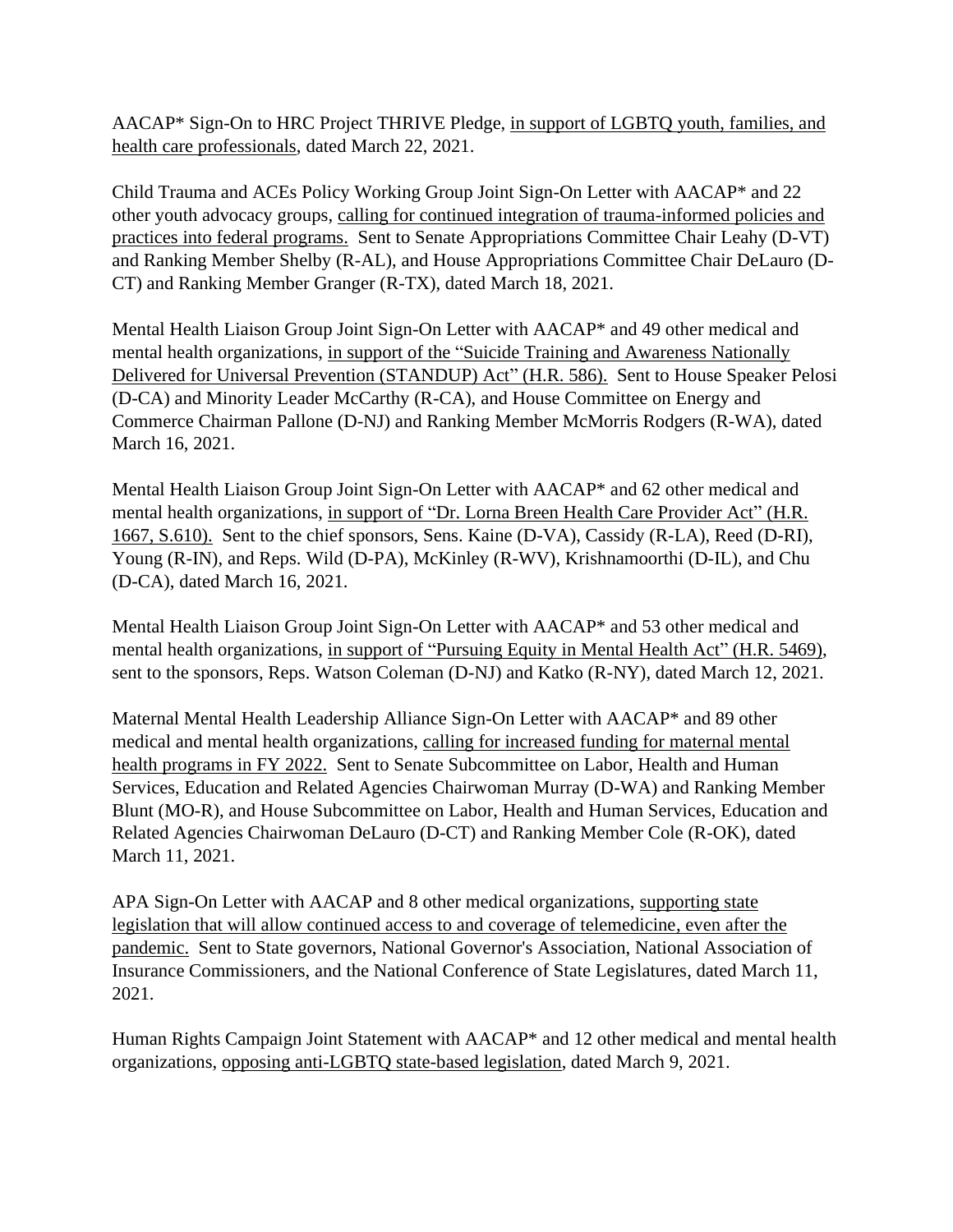AACAP* Sign-On to HRC Project THRIVE Pledge, <u>in support of LGBTQ youth, families, and health care professionals</u>, dated March 22, 2021.

Child Trauma and ACEs Policy Working Group Joint Sign-On Letter with AACAP* and 22 other youth advocacy groups, <u>calling for continued integration of trauma-informed policies and practices into federal programs.</u> Sent to Senate Appropriations Committee Chair Leahy (D-VT) and Ranking Member Shelby (R-AL), and House Appropriations Committee Chair DeLauro (D-CT) and Ranking Member Granger (R-TX), dated March 18, 2021.

Mental Health Liaison Group Joint Sign-On Letter with AACAP* and 49 other medical and mental health organizations, <u>in support of the "Suicide Training and Awareness Nationally Delivered for Universal Prevention (STANDUP) Act" (H.R. 586).</u> Sent to House Speaker Pelosi (D-CA) and Minority Leader McCarthy (R-CA), and House Committee on Energy and Commerce Chairman Pallone (D-NJ) and Ranking Member McMorris Rodgers (R-WA), dated March 16, 2021.

Mental Health Liaison Group Joint Sign-On Letter with AACAP* and 62 other medical and mental health organizations, <u>in support of "Dr. Lorna Breen Health Care Provider Act" (H.R. 1667, S.610).</u> Sent to the chief sponsors, Sens. Kaine (D-VA), Cassidy (R-LA), Reed (D-RI), Young (R-IN), and Reps. Wild (D-PA), McKinley (R-WV), Krishnamoorthi (D-IL), and Chu (D-CA), dated March 16, 2021.

Mental Health Liaison Group Joint Sign-On Letter with AACAP* and 53 other medical and mental health organizations, <u>in support of "Pursuing Equity in Mental Health Act" (H.R. 5469)</u>, sent to the sponsors, Reps. Watson Coleman (D-NJ) and Katko (R-NY), dated March 12, 2021.

Maternal Mental Health Leadership Alliance Sign-On Letter with AACAP* and 89 other medical and mental health organizations, <u>calling for increased funding for maternal mental health programs in FY 2022.</u> Sent to Senate Subcommittee on Labor, Health and Human Services, Education and Related Agencies Chairwoman Murray (D-WA) and Ranking Member Blunt (MO-R), and House Subcommittee on Labor, Health and Human Services, Education and Related Agencies Chairwoman DeLauro (D-CT) and Ranking Member Cole (R-OK), dated March 11, 2021.

APA Sign-On Letter with AACAP and 8 other medical organizations, <u>supporting state legislation that will allow continued access to and coverage of telemedicine, even after the pandemic.</u> Sent to State governors, National Governor's Association, National Association of Insurance Commissioners, and the National Conference of State Legislatures, dated March 11, 2021.

Human Rights Campaign Joint Statement with AACAP* and 12 other medical and mental health organizations, <u>opposing anti-LGBTQ state-based legislation</u>, dated March 9, 2021.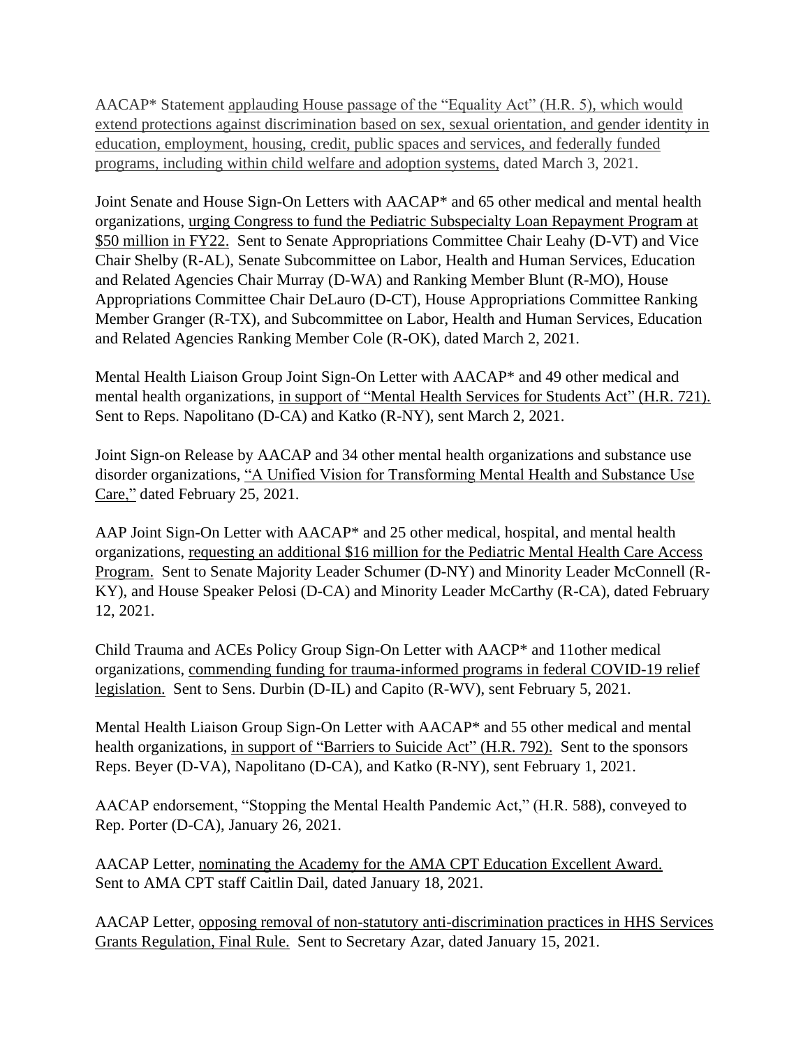AACAP* Statement applauding House passage of the "Equality Act" (H.R. 5), which would extend protections against discrimination based on sex, sexual orientation, and gender identity in education, employment, housing, credit, public spaces and services, and federally funded programs, including within child welfare and adoption systems, dated March 3, 2021.

Joint Senate and House Sign-On Letters with AACAP* and 65 other medical and mental health organizations, urging Congress to fund the Pediatric Subspecialty Loan Repayment Program at $50 million in FY22. Sent to Senate Appropriations Committee Chair Leahy (D-VT) and Vice Chair Shelby (R-AL), Senate Subcommittee on Labor, Health and Human Services, Education and Related Agencies Chair Murray (D-WA) and Ranking Member Blunt (R-MO), House Appropriations Committee Chair DeLauro (D-CT), House Appropriations Committee Ranking Member Granger (R-TX), and Subcommittee on Labor, Health and Human Services, Education and Related Agencies Ranking Member Cole (R-OK), dated March 2, 2021.

Mental Health Liaison Group Joint Sign-On Letter with AACAP* and 49 other medical and mental health organizations, in support of "Mental Health Services for Students Act" (H.R. 721). Sent to Reps. Napolitano (D-CA) and Katko (R-NY), sent March 2, 2021.

Joint Sign-on Release by AACAP and 34 other mental health organizations and substance use disorder organizations, "A Unified Vision for Transforming Mental Health and Substance Use Care," dated February 25, 2021.

AAP Joint Sign-On Letter with AACAP* and 25 other medical, hospital, and mental health organizations, requesting an additional $16 million for the Pediatric Mental Health Care Access Program. Sent to Senate Majority Leader Schumer (D-NY) and Minority Leader McConnell (R-KY), and House Speaker Pelosi (D-CA) and Minority Leader McCarthy (R-CA), dated February 12, 2021.

Child Trauma and ACEs Policy Group Sign-On Letter with AACP* and 11other medical organizations, commending funding for trauma-informed programs in federal COVID-19 relief legislation. Sent to Sens. Durbin (D-IL) and Capito (R-WV), sent February 5, 2021.

Mental Health Liaison Group Sign-On Letter with AACAP* and 55 other medical and mental health organizations, in support of "Barriers to Suicide Act" (H.R. 792). Sent to the sponsors Reps. Beyer (D-VA), Napolitano (D-CA), and Katko (R-NY), sent February 1, 2021.

AACAP endorsement, "Stopping the Mental Health Pandemic Act," (H.R. 588), conveyed to Rep. Porter (D-CA), January 26, 2021.

AACAP Letter, nominating the Academy for the AMA CPT Education Excellent Award. Sent to AMA CPT staff Caitlin Dail, dated January 18, 2021.

AACAP Letter, opposing removal of non-statutory anti-discrimination practices in HHS Services Grants Regulation, Final Rule. Sent to Secretary Azar, dated January 15, 2021.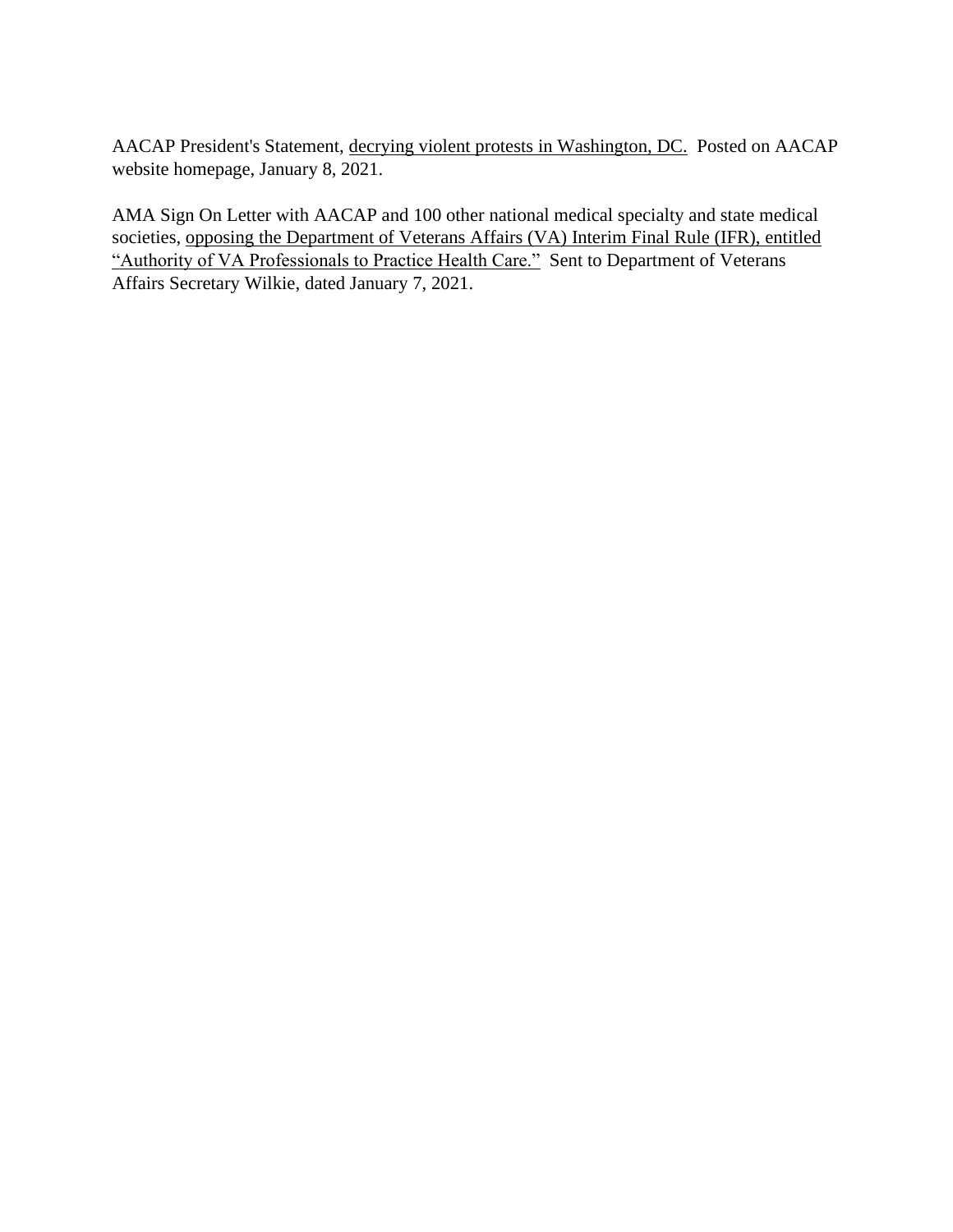AACAP President's Statement, decrying violent protests in Washington, DC. Posted on AACAP website homepage, January 8, 2021.

AMA Sign On Letter with AACAP and 100 other national medical specialty and state medical societies, opposing the Department of Veterans Affairs (VA) Interim Final Rule (IFR), entitled "Authority of VA Professionals to Practice Health Care." Sent to Department of Veterans Affairs Secretary Wilkie, dated January 7, 2021.